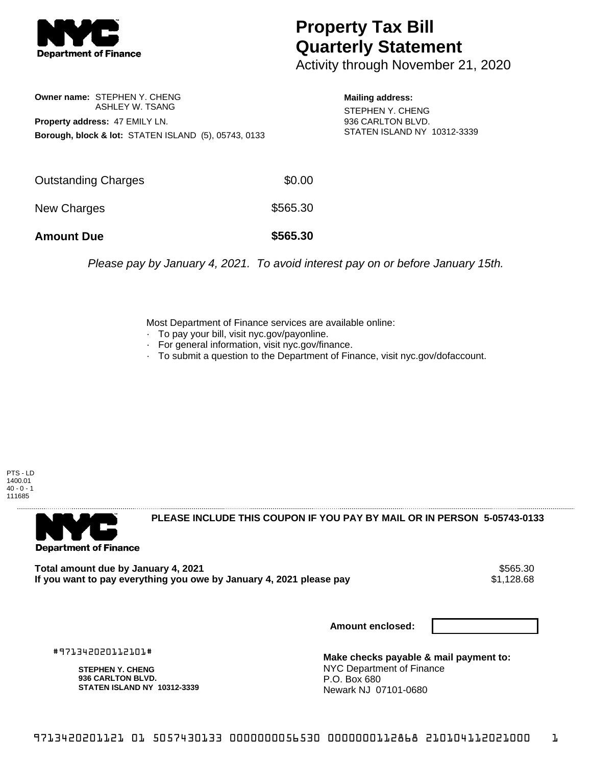# Property Tax Bill Quarterly Statement

Activity through November 21, 2020

**Owner name:** STEPHEN Y. CHENG
ASHLEY W. TSANG

**Property address:** 47 EMILY LN.

**Borough, block & lot:** STATEN ISLAND (5), 05743, 0133

**Mailing address:**
STEPHEN Y. CHENG
936 CARLTON BLVD.
STATEN ISLAND NY 10312-3339

| | |
|---|---|
| Outstanding Charges | $0.00 |
| New Charges | $565.30 |
| **Amount Due** | **$565.30** |

*Please pay by January 4, 2021. To avoid interest pay on or before January 15th.*

Most Department of Finance services are available online:
- To pay your bill, visit nyc.gov/payonline.
- For general information, visit nyc.gov/finance.
- To submit a question to the Department of Finance, visit nyc.gov/dofaccount.

PTS - LD
1400.01
40 - 0 - 1
111685

**PLEASE INCLUDE THIS COUPON IF YOU PAY BY MAIL OR IN PERSON 5-05743-0133**

| | |
|---|---|
| **Total amount due by January 4, 2021** | $565.30 |
| **If you want to pay everything you owe by January 4, 2021 please pay** | $1,128.68 |

**Amount enclosed:**

#971342020112101#

**STEPHEN Y. CHENG**
**936 CARLTON BLVD.**
**STATEN ISLAND NY 10312-3339**

**Make checks payable & mail payment to:**
NYC Department of Finance
P.O. Box 680
Newark NJ 07101-0680

9713420201121 01 5057430133 0000000056530 0000000112868 210104112021000 1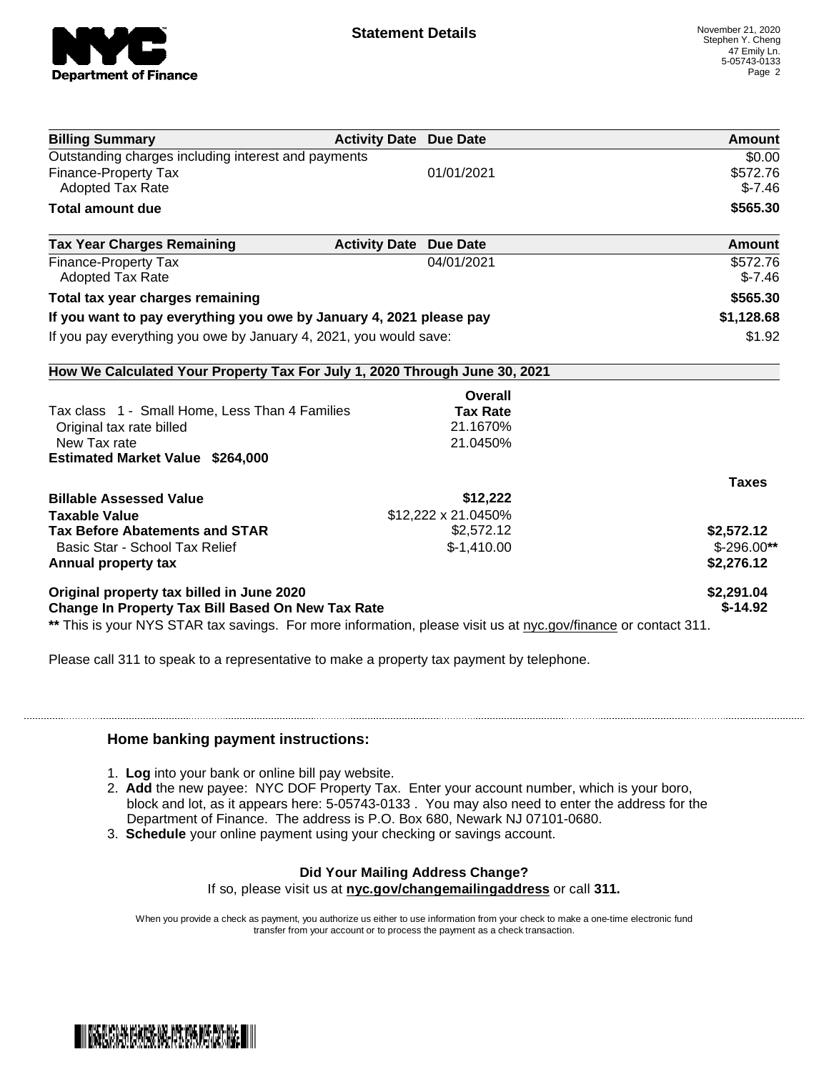## Statement Details

November 21, 2020
Stephen Y. Cheng
47 Emily Ln.
5-05743-0133
Page 2

| Billing Summary | Activity Date | Due Date | Amount |
|---|---|---|---|
| Outstanding charges including interest and payments | | | $0.00 |
| Finance-Property Tax | | 01/01/2021 | $572.76 |
| Adopted Tax Rate | | | $-7.46 |
| **Total amount due** | | | **$565.30** |

| Tax Year Charges Remaining | Activity Date | Due Date | Amount |
|---|---|---|---|
| Finance-Property Tax | | 04/01/2021 | $572.76 |
| Adopted Tax Rate | | | $-7.46 |
| **Total tax year charges remaining** | | | **$565.30** |
| **If you want to pay everything you owe by January 4, 2021 please pay** | | | **$1,128.68** |
| If you pay everything you owe by January 4, 2021, you would save: | | | $1.92 |

**How We Calculated Your Property Tax For July 1, 2020 Through June 30, 2021**

| | Overall Tax Rate | |
|---|---|---|
| Tax class 1 - Small Home, Less Than 4 Families | | |
| Original tax rate billed | 21.1670% | |
| New Tax rate | 21.0450% | |
| **Estimated Market Value $264,000** | | |
| | | **Taxes** |
| **Billable Assessed Value** | **$12,222** | |
| **Taxable Value** | $12,222 x 21.0450% | |
| **Tax Before Abatements and STAR** | $2,572.12 | **$2,572.12** |
| Basic Star - School Tax Relief | $-1,410.00 | $-296.00** |
| **Annual property tax** | | **$2,276.12** |
| **Original property tax billed in June 2020** | | **$2,291.04** |
| **Change In Property Tax Bill Based On New Tax Rate** | | **$-14.92** |

** This is your NYS STAR tax savings. For more information, please visit us at nyc.gov/finance or contact 311.

Please call 311 to speak to a representative to make a property tax payment by telephone.

### Home banking payment instructions:

1. **Log** into your bank or online bill pay website.
2. **Add** the new payee: NYC DOF Property Tax. Enter your account number, which is your boro, block and lot, as it appears here: 5-05743-0133 . You may also need to enter the address for the Department of Finance. The address is P.O. Box 680, Newark NJ 07101-0680.
3. **Schedule** your online payment using your checking or savings account.

**Did Your Mailing Address Change?**
If so, please visit us at **nyc.gov/changemailingaddress** or call **311.**

When you provide a check as payment, you authorize us either to use information from your check to make a one-time electronic fund transfer from your account or to process the payment as a check transaction.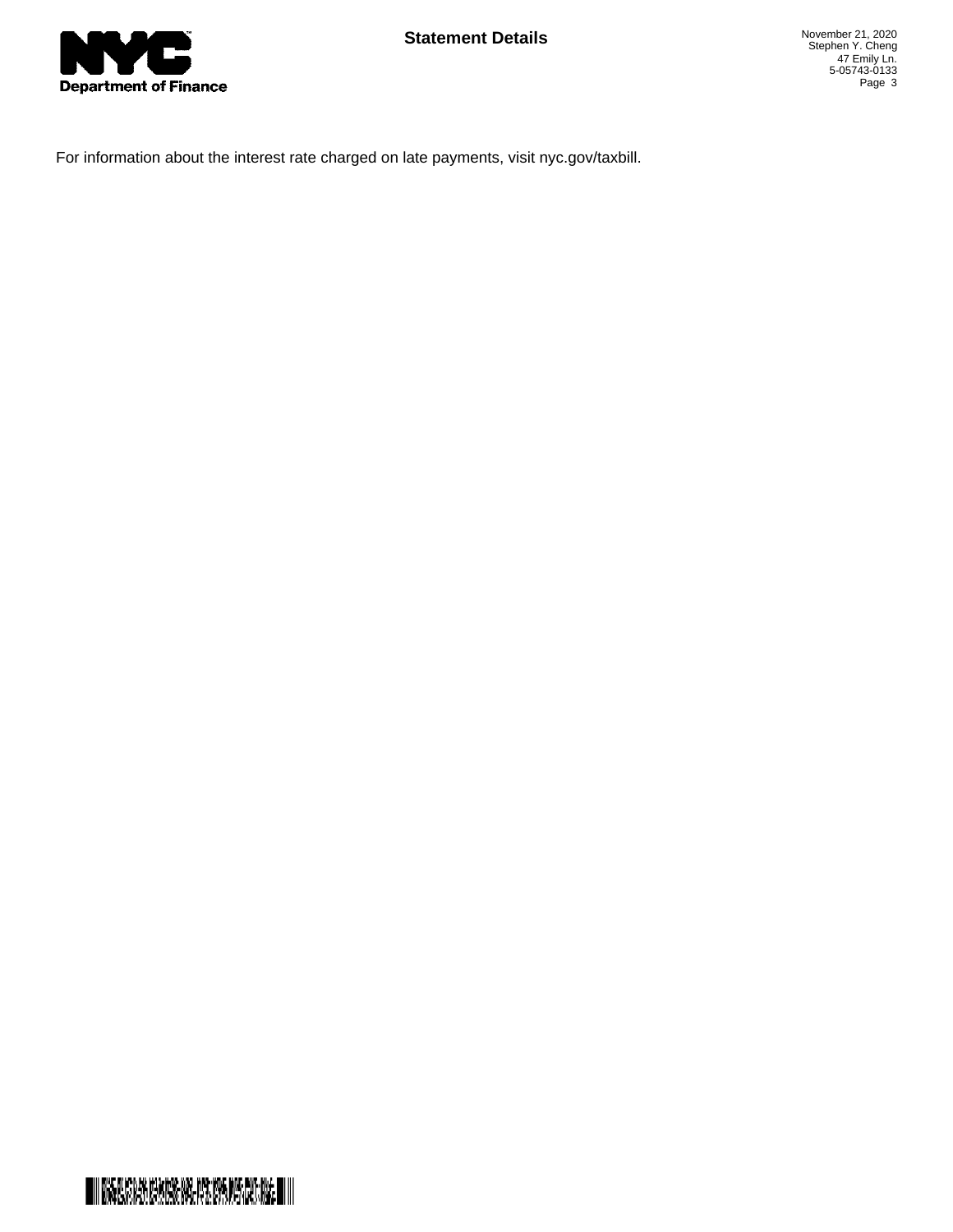For information about the interest rate charged on late payments, visit nyc.gov/taxbill.